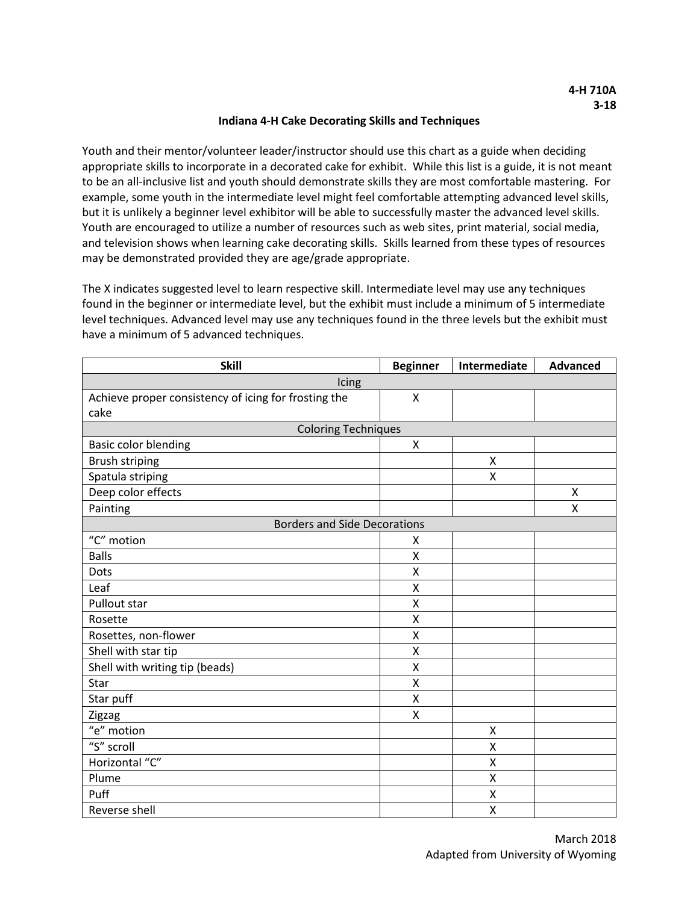**4-H 710A**
**3-18**

# Indiana 4-H Cake Decorating Skills and Techniques

Youth and their mentor/volunteer leader/instructor should use this chart as a guide when deciding appropriate skills to incorporate in a decorated cake for exhibit. While this list is a guide, it is not meant to be an all-inclusive list and youth should demonstrate skills they are most comfortable mastering. For example, some youth in the intermediate level might feel comfortable attempting advanced level skills, but it is unlikely a beginner level exhibitor will be able to successfully master the advanced level skills. Youth are encouraged to utilize a number of resources such as web sites, print material, social media, and television shows when learning cake decorating skills. Skills learned from these types of resources may be demonstrated provided they are age/grade appropriate.

The X indicates suggested level to learn respective skill. Intermediate level may use any techniques found in the beginner or intermediate level, but the exhibit must include a minimum of 5 intermediate level techniques. Advanced level may use any techniques found in the three levels but the exhibit must have a minimum of 5 advanced techniques.

| Skill | Beginner | Intermediate | Advanced |
|---|---|---|---|
| Icing | | | |
| Achieve proper consistency of icing for frosting the cake | X | | |
| Coloring Techniques | | | |
| Basic color blending | X | | |
| Brush striping | | X | |
| Spatula striping | | X | |
| Deep color effects | | | X |
| Painting | | | X |
| Borders and Side Decorations | | | |
| "C" motion | X | | |
| Balls | X | | |
| Dots | X | | |
| Leaf | X | | |
| Pullout star | X | | |
| Rosette | X | | |
| Rosettes, non-flower | X | | |
| Shell with star tip | X | | |
| Shell with writing tip (beads) | X | | |
| Star | X | | |
| Star puff | X | | |
| Zigzag | X | | |
| "e" motion | | X | |
| "S" scroll | | X | |
| Horizontal "C" | | X | |
| Plume | | X | |
| Puff | | X | |
| Reverse shell | | X | |

March 2018
Adapted from University of Wyoming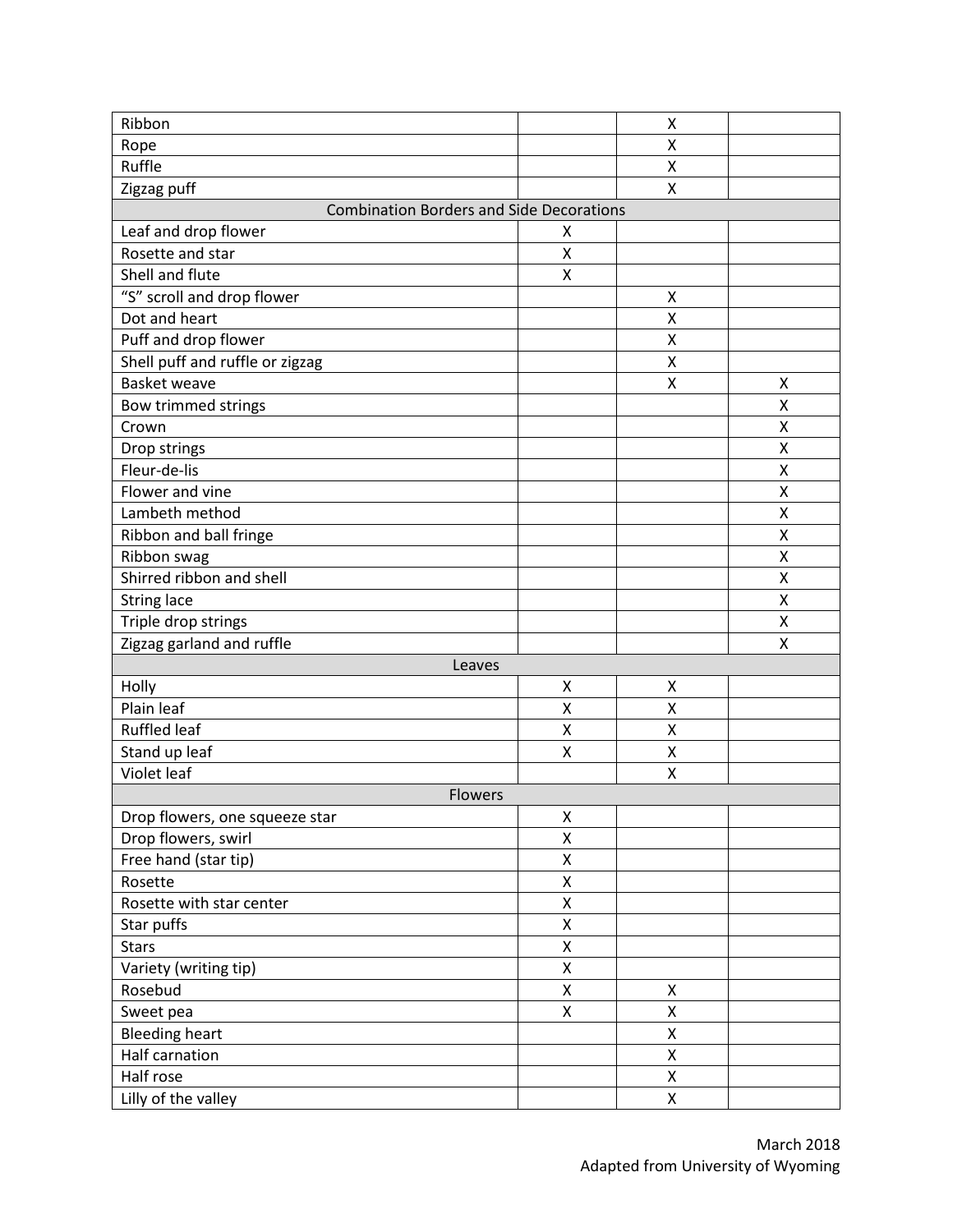| | | | |
|---|---|---|---|
| Ribbon | | X | |
| Rope | | X | |
| Ruffle | | X | |
| Zigzag puff | | X | |
| Combination Borders and Side Decorations | | | |
| Leaf and drop flower | X | | |
| Rosette and star | X | | |
| Shell and flute | X | | |
| “S” scroll and drop flower | | X | |
| Dot and heart | | X | |
| Puff and drop flower | | X | |
| Shell puff and ruffle or zigzag | | X | |
| Basket weave | | X | X |
| Bow trimmed strings | | | X |
| Crown | | | X |
| Drop strings | | | X |
| Fleur-de-lis | | | X |
| Flower and vine | | | X |
| Lambeth method | | | X |
| Ribbon and ball fringe | | | X |
| Ribbon swag | | | X |
| Shirred ribbon and shell | | | X |
| String lace | | | X |
| Triple drop strings | | | X |
| Zigzag garland and ruffle | | | X |
| Leaves | | | |
| Holly | X | X | |
| Plain leaf | X | X | |
| Ruffled leaf | X | X | |
| Stand up leaf | X | X | |
| Violet leaf | | X | |
| Flowers | | | |
| Drop flowers, one squeeze star | X | | |
| Drop flowers, swirl | X | | |
| Free hand (star tip) | X | | |
| Rosette | X | | |
| Rosette with star center | X | | |
| Star puffs | X | | |
| Stars | X | | |
| Variety (writing tip) | X | | |
| Rosebud | X | X | |
| Sweet pea | X | X | |
| Bleeding heart | | X | |
| Half carnation | | X | |
| Half rose | | X | |
| Lilly of the valley | | X | |

March 2018
Adapted from University of Wyoming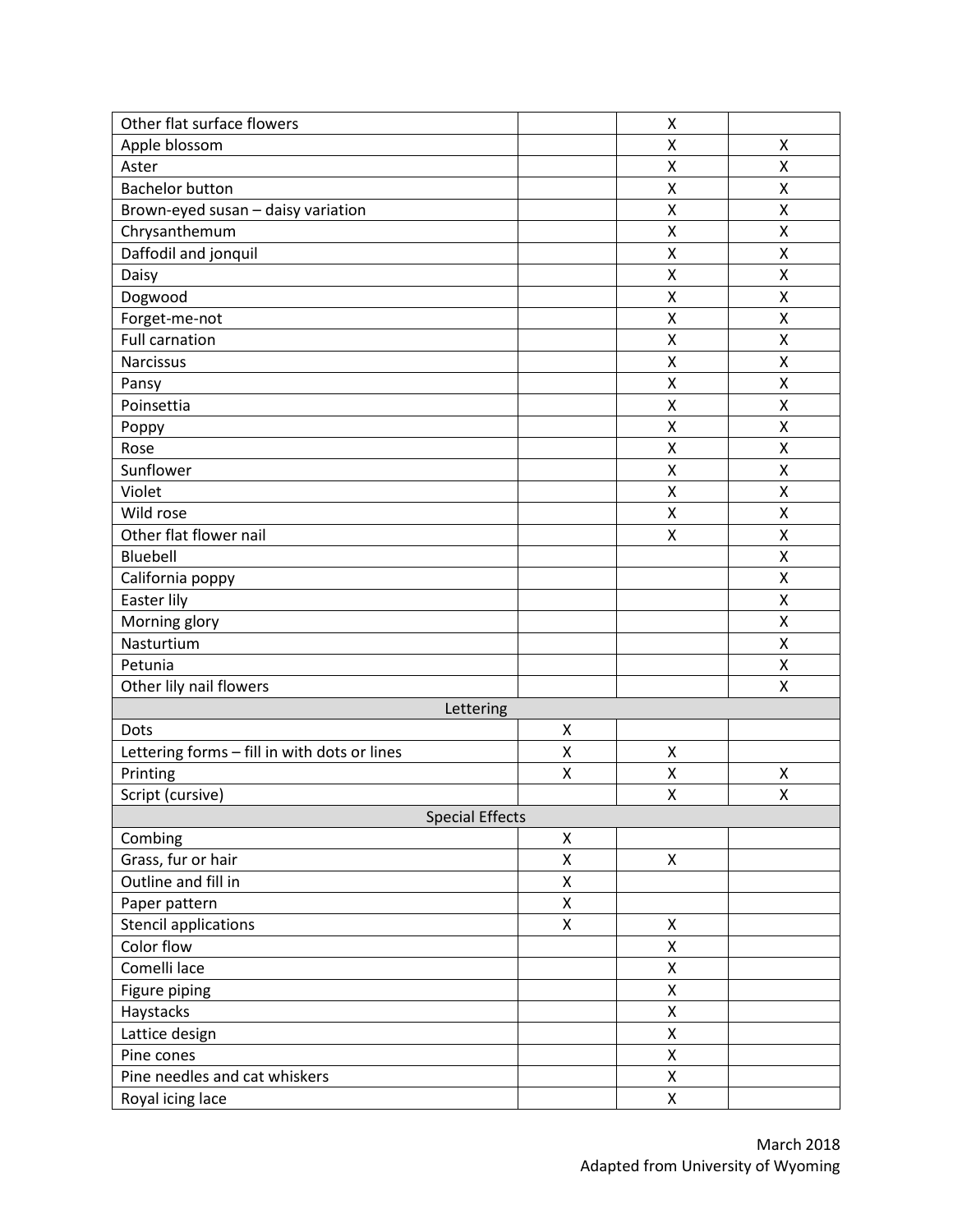| | | | |
|---|---|---|---|
| Other flat surface flowers | | X | |
| Apple blossom | | X | X |
| Aster | | X | X |
| Bachelor button | | X | X |
| Brown-eyed susan – daisy variation | | X | X |
| Chrysanthemum | | X | X |
| Daffodil and jonquil | | X | X |
| Daisy | | X | X |
| Dogwood | | X | X |
| Forget-me-not | | X | X |
| Full carnation | | X | X |
| Narcissus | | X | X |
| Pansy | | X | X |
| Poinsettia | | X | X |
| Poppy | | X | X |
| Rose | | X | X |
| Sunflower | | X | X |
| Violet | | X | X |
| Wild rose | | X | X |
| Other flat flower nail | | X | X |
| Bluebell | | | X |
| California poppy | | | X |
| Easter lily | | | X |
| Morning glory | | | X |
| Nasturtium | | | X |
| Petunia | | | X |
| Other lily nail flowers | | | X |
| Lettering | | | |
| Dots | X | | |
| Lettering forms – fill in with dots or lines | X | X | |
| Printing | X | X | X |
| Script (cursive) | | X | X |
| Special Effects | | | |
| Combing | X | | |
| Grass, fur or hair | X | X | |
| Outline and fill in | X | | |
| Paper pattern | X | | |
| Stencil applications | X | X | |
| Color flow | | X | |
| Comelli lace | | X | |
| Figure piping | | X | |
| Haystacks | | X | |
| Lattice design | | X | |
| Pine cones | | X | |
| Pine needles and cat whiskers | | X | |
| Royal icing lace | | X | |

March 2018
Adapted from University of Wyoming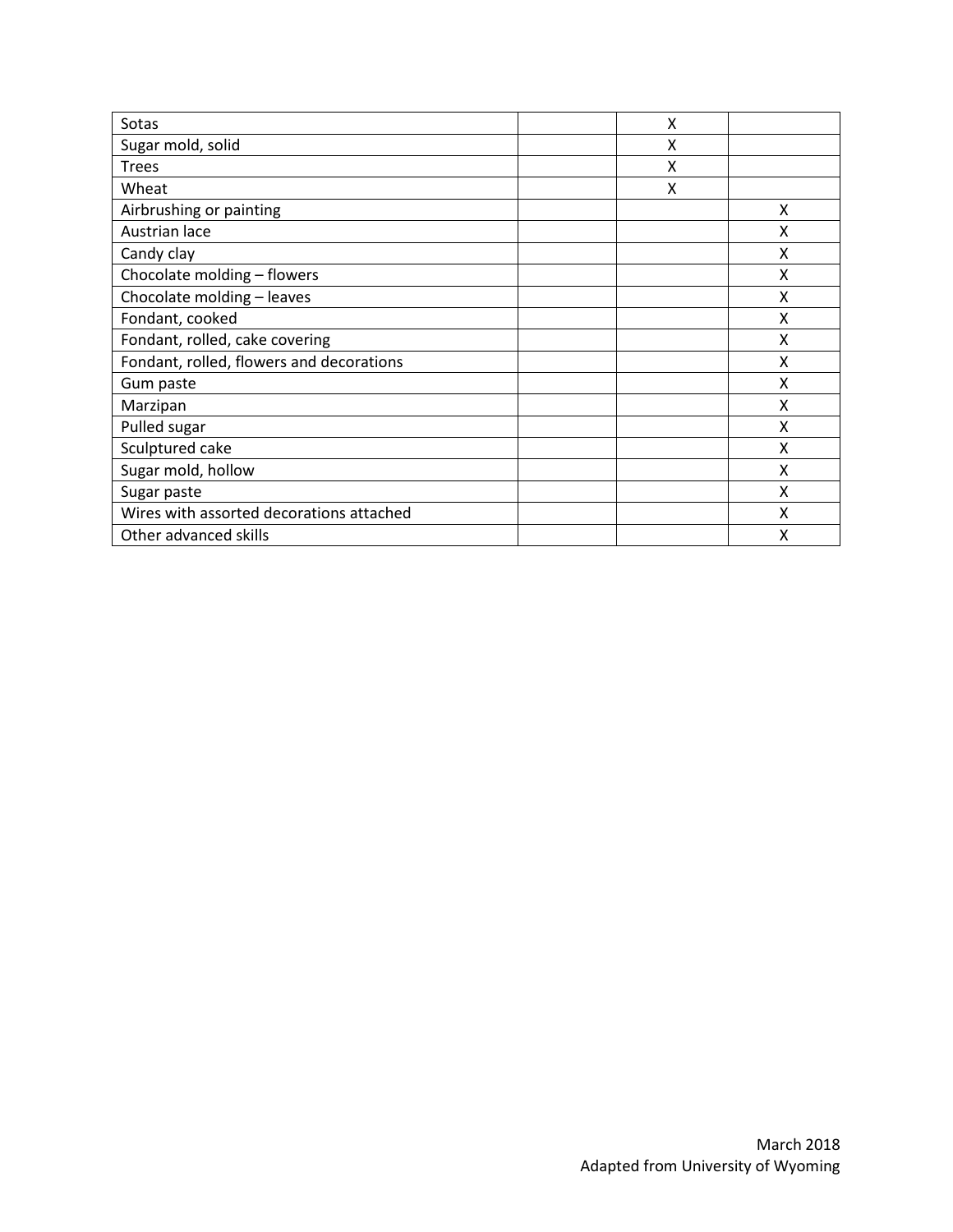| | | | |
|---|---|---|---|
| Sotas | | X | |
| Sugar mold, solid | | X | |
| Trees | | X | |
| Wheat | | X | |
| Airbrushing or painting | | | X |
| Austrian lace | | | X |
| Candy clay | | | X |
| Chocolate molding – flowers | | | X |
| Chocolate molding – leaves | | | X |
| Fondant, cooked | | | X |
| Fondant, rolled, cake covering | | | X |
| Fondant, rolled, flowers and decorations | | | X |
| Gum paste | | | X |
| Marzipan | | | X |
| Pulled sugar | | | X |
| Sculptured cake | | | X |
| Sugar mold, hollow | | | X |
| Sugar paste | | | X |
| Wires with assorted decorations attached | | | X |
| Other advanced skills | | | X |

March 2018
Adapted from University of Wyoming